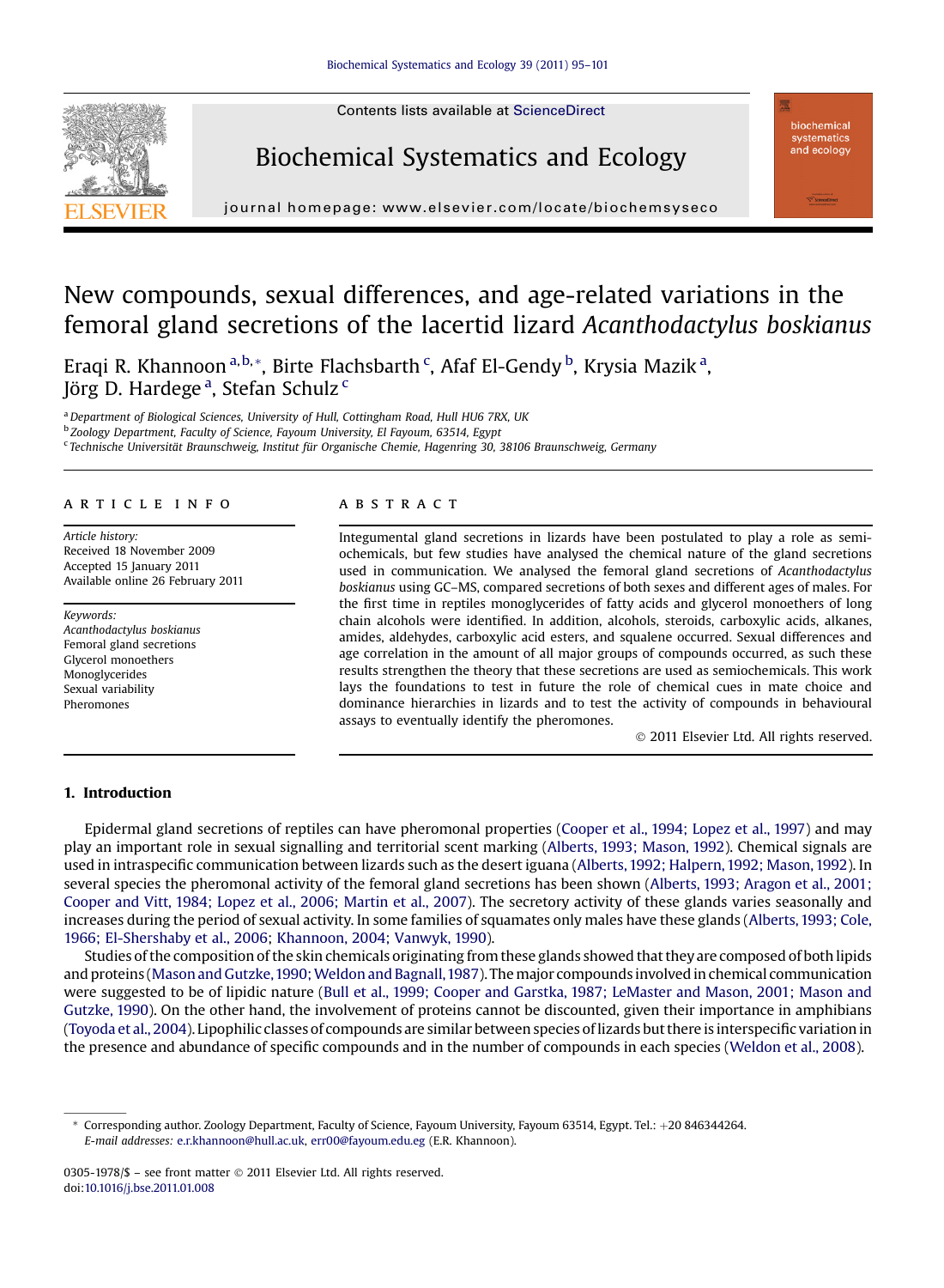Contents lists available at ScienceDirect

# Biochemical Systematics and Ecology

journal homepage: www.elsevier.com/locate/biochemsyseco

# New compounds, sexual differences, and age-related variations in the femoral gland secretions of the lacertid lizard *Acanthodactylus boskianus*

Eraqi R. Khannoon [a,b,*], Birte Flachsbarth [c], Afaf El-Gendy [b], Krysia Mazik [a], Jörg D. Hardege [a], Stefan Schulz [c]

[a] Department of Biological Sciences, University of Hull, Cottingham Road, Hull HU6 7RX, UK
[b] Zoology Department, Faculty of Science, Fayoum University, El Fayoum, 63514, Egypt
[c] Technische Universität Braunschweig, Institut für Organische Chemie, Hagenring 30, 38106 Braunschweig, Germany

## ARTICLE INFO

*Article history:*
Received 18 November 2009
Accepted 15 January 2011
Available online 26 February 2011

*Keywords:*
*Acanthodactylus boskianus*
Femoral gland secretions
Glycerol monoethers
Monoglycerides
Sexual variability
Pheromones

## ABSTRACT

Integumental gland secretions in lizards have been postulated to play a role as semiochemicals, but few studies have analysed the chemical nature of the gland secretions used in communication. We analysed the femoral gland secretions of *Acanthodactylus boskianus* using GC–MS, compared secretions of both sexes and different ages of males. For the first time in reptiles monoglycerides of fatty acids and glycerol monoethers of long chain alcohols were identified. In addition, alcohols, steroids, carboxylic acids, alkanes, amides, aldehydes, carboxylic acid esters, and squalene occurred. Sexual differences and age correlation in the amount of all major groups of compounds occurred, as such these results strengthen the theory that these secretions are used as semiochemicals. This work lays the foundations to test in future the role of chemical cues in mate choice and dominance hierarchies in lizards and to test the activity of compounds in behavioural assays to eventually identify the pheromones.

© 2011 Elsevier Ltd. All rights reserved.

## 1. Introduction

Epidermal gland secretions of reptiles can have pheromonal properties (Cooper et al., 1994; Lopez et al., 1997) and may play an important role in sexual signalling and territorial scent marking (Alberts, 1993; Mason, 1992). Chemical signals are used in intraspecific communication between lizards such as the desert iguana (Alberts, 1992; Halpern, 1992; Mason, 1992). In several species the pheromonal activity of the femoral gland secretions has been shown (Alberts, 1993; Aragon et al., 2001; Cooper and Vitt, 1984; Lopez et al., 2006; Martin et al., 2007). The secretory activity of these glands varies seasonally and increases during the period of sexual activity. In some families of squamates only males have these glands (Alberts, 1993; Cole, 1966; El-Shershaby et al., 2006; Khannoon, 2004; Vanwyk, 1990).

Studies of the composition of the skin chemicals originating from these glands showed that they are composed of both lipids and proteins (Mason and Gutzke, 1990; Weldon and Bagnall, 1987). The major compounds involved in chemical communication were suggested to be of lipidic nature (Bull et al., 1999; Cooper and Garstka, 1987; LeMaster and Mason, 2001; Mason and Gutzke, 1990). On the other hand, the involvement of proteins cannot be discounted, given their importance in amphibians (Toyoda et al., 2004). Lipophilic classes of compounds are similar between species of lizards but there is interspecific variation in the presence and abundance of specific compounds and in the number of compounds in each species (Weldon et al., 2008).

* Corresponding author. Zoology Department, Faculty of Science, Fayoum University, Fayoum 63514, Egypt. Tel.: +20 846344264.
*E-mail addresses:* e.r.khannoon@hull.ac.uk, err00@fayoum.edu.eg (E.R. Khannoon).

0305-1978/$ – see front matter © 2011 Elsevier Ltd. All rights reserved.
doi:10.1016/j.bse.2011.01.008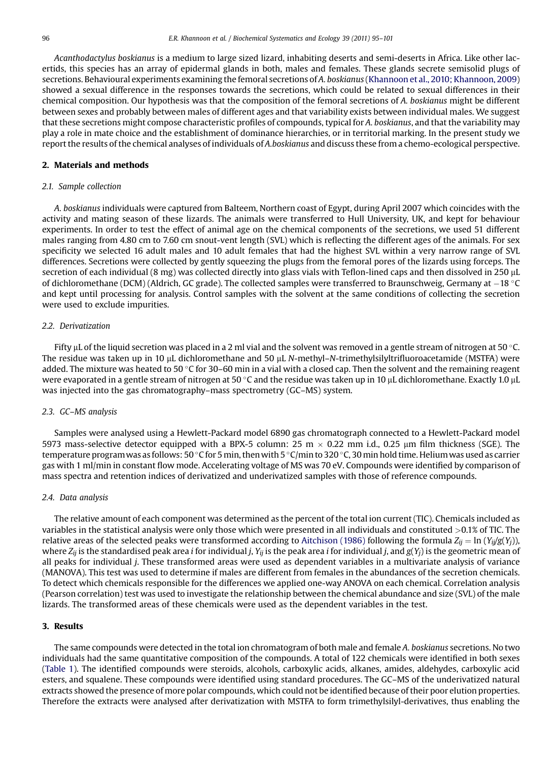*Acanthodactylus boskianus* is a medium to large sized lizard, inhabiting deserts and semi-deserts in Africa. Like other lacertids, this species has an array of epidermal glands in both, males and females. These glands secrete semisolid plugs of secretions. Behavioural experiments examining the femoral secretions of *A. boskianus* (Khannoon et al., 2010; Khannoon, 2009) showed a sexual difference in the responses towards the secretions, which could be related to sexual differences in their chemical composition. Our hypothesis was that the composition of the femoral secretions of *A. boskianus* might be different between sexes and probably between males of different ages and that variability exists between individual males. We suggest that these secretions might compose characteristic profiles of compounds, typical for *A. boskianus*, and that the variability may play a role in mate choice and the establishment of dominance hierarchies, or in territorial marking. In the present study we report the results of the chemical analyses of individuals of *A.boskianus* and discuss these from a chemo-ecological perspective.

## 2. Materials and methods

### 2.1. Sample collection

*A. boskianus* individuals were captured from Balteem, Northern coast of Egypt, during April 2007 which coincides with the activity and mating season of these lizards. The animals were transferred to Hull University, UK, and kept for behaviour experiments. In order to test the effect of animal age on the chemical components of the secretions, we used 51 different males ranging from 4.80 cm to 7.60 cm snout-vent length (SVL) which is reflecting the different ages of the animals. For sex specificity we selected 16 adult males and 10 adult females that had the highest SVL within a very narrow range of SVL differences. Secretions were collected by gently squeezing the plugs from the femoral pores of the lizards using forceps. The secretion of each individual (8 mg) was collected directly into glass vials with Teflon-lined caps and then dissolved in 250 μL of dichloromethane (DCM) (Aldrich, GC grade). The collected samples were transferred to Braunschweig, Germany at −18 °C and kept until processing for analysis. Control samples with the solvent at the same conditions of collecting the secretion were used to exclude impurities.

### 2.2. Derivatization

Fifty μL of the liquid secretion was placed in a 2 ml vial and the solvent was removed in a gentle stream of nitrogen at 50 °C. The residue was taken up in 10 μL dichloromethane and 50 μL *N*-methyl–*N*-trimethylsilyltrifluoroacetamide (MSTFA) were added. The mixture was heated to 50 °C for 30–60 min in a vial with a closed cap. Then the solvent and the remaining reagent were evaporated in a gentle stream of nitrogen at 50 °C and the residue was taken up in 10 μL dichloromethane. Exactly 1.0 μL was injected into the gas chromatography–mass spectrometry (GC–MS) system.

### 2.3. GC–MS analysis

Samples were analysed using a Hewlett-Packard model 6890 gas chromatograph connected to a Hewlett-Packard model 5973 mass-selective detector equipped with a BPX-5 column: 25 m × 0.22 mm i.d., 0.25 μm film thickness (SGE). The temperature program was as follows: 50 °C for 5 min, then with 5 °C/min to 320 °C, 30 min hold time. Helium was used as carrier gas with 1 ml/min in constant flow mode. Accelerating voltage of MS was 70 eV. Compounds were identified by comparison of mass spectra and retention indices of derivatized and underivatized samples with those of reference compounds.

### 2.4. Data analysis

The relative amount of each component was determined as the percent of the total ion current (TIC). Chemicals included as variables in the statistical analysis were only those which were presented in all individuals and constituted >0.1% of TIC. The relative areas of the selected peaks were transformed according to Aitchison (1986) following the formula $Z_{ij} = \ln(Y_{ij}/g(Y_j))$, where $Z_{ij}$ is the standardised peak area $i$ for individual $j$, $Y_{ij}$ is the peak area $i$ for individual $j$, and $g(Y_j)$ is the geometric mean of all peaks for individual $j$. These transformed areas were used as dependent variables in a multivariate analysis of variance (MANOVA). This test was used to determine if males are different from females in the abundances of the secretion chemicals. To detect which chemicals responsible for the differences we applied one-way ANOVA on each chemical. Correlation analysis (Pearson correlation) test was used to investigate the relationship between the chemical abundance and size (SVL) of the male lizards. The transformed areas of these chemicals were used as the dependent variables in the test.

## 3. Results

The same compounds were detected in the total ion chromatogram of both male and female *A. boskianus* secretions. No two individuals had the same quantitative composition of the compounds. A total of 122 chemicals were identified in both sexes (Table 1). The identified compounds were steroids, alcohols, carboxylic acids, alkanes, amides, aldehydes, carboxylic acid esters, and squalene. These compounds were identified using standard procedures. The GC–MS of the underivatized natural extracts showed the presence of more polar compounds, which could not be identified because of their poor elution properties. Therefore the extracts were analysed after derivatization with MSTFA to form trimethylsilyl-derivatives, thus enabling the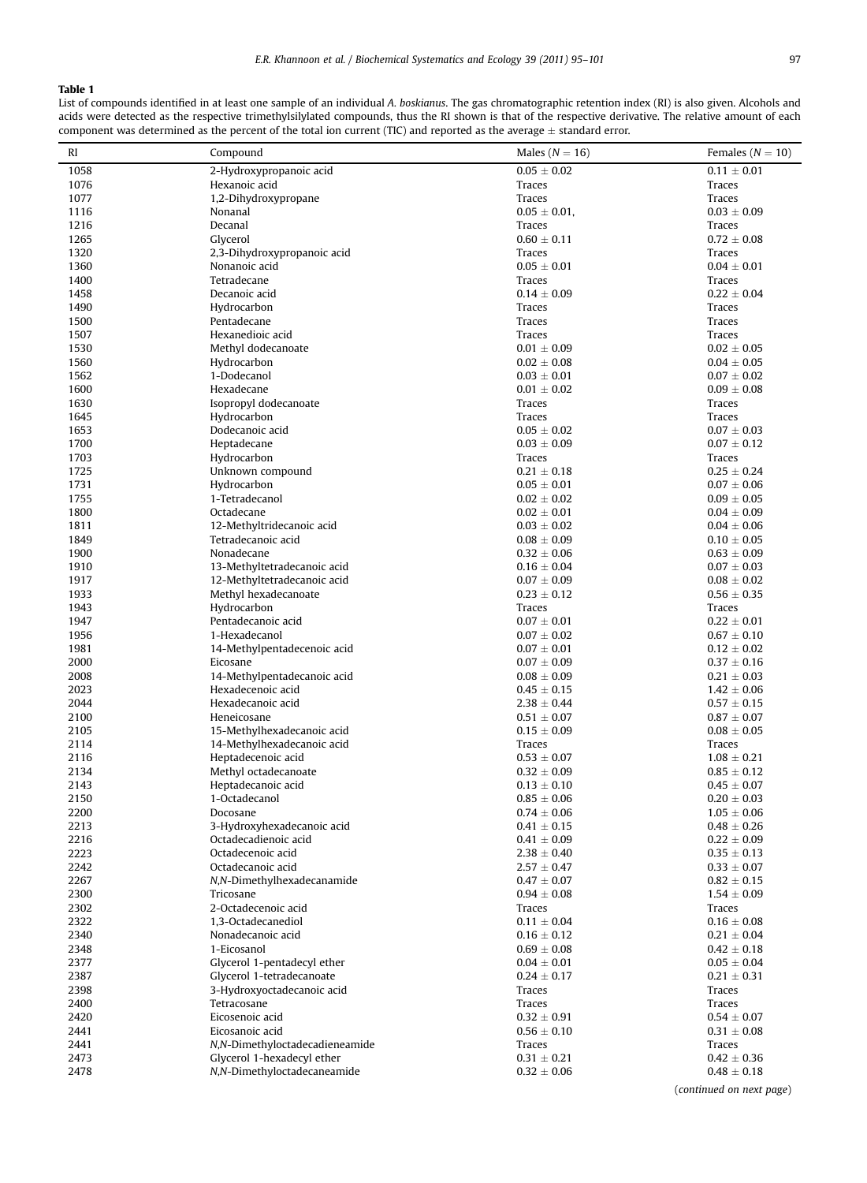**Table 1**

List of compounds identified in at least one sample of an individual *A. boskianus*. The gas chromatographic retention index (RI) is also given. Alcohols and acids were detected as the respective trimethylsilylated compounds, thus the RI shown is that of the respective derivative. The relative amount of each component was determined as the percent of the total ion current (TIC) and reported as the average ± standard error.

| RI | Compound | Males ($N = 16$) | Females ($N = 10$) |
|---|---|---|---|
| 1058 | 2-Hydroxypropanoic acid | 0.05 ± 0.02 | 0.11 ± 0.01 |
| 1076 | Hexanoic acid | Traces | Traces |
| 1077 | 1,2-Dihydroxypropane | Traces | Traces |
| 1116 | Nonanal | 0.05 ± 0.01, | 0.03 ± 0.09 |
| 1216 | Decanal | Traces | Traces |
| 1265 | Glycerol | 0.60 ± 0.11 | 0.72 ± 0.08 |
| 1320 | 2,3-Dihydroxypropanoic acid | Traces | Traces |
| 1360 | Nonanoic acid | 0.05 ± 0.01 | 0.04 ± 0.01 |
| 1400 | Tetradecane | Traces | Traces |
| 1458 | Decanoic acid | 0.14 ± 0.09 | 0.22 ± 0.04 |
| 1490 | Hydrocarbon | Traces | Traces |
| 1500 | Pentadecane | Traces | Traces |
| 1507 | Hexanedioic acid | Traces | Traces |
| 1530 | Methyl dodecanoate | 0.01 ± 0.09 | 0.02 ± 0.05 |
| 1560 | Hydrocarbon | 0.02 ± 0.08 | 0.04 ± 0.05 |
| 1562 | 1-Dodecanol | 0.03 ± 0.01 | 0.07 ± 0.02 |
| 1600 | Hexadecane | 0.01 ± 0.02 | 0.09 ± 0.08 |
| 1630 | Isopropyl dodecanoate | Traces | Traces |
| 1645 | Hydrocarbon | Traces | Traces |
| 1653 | Dodecanoic acid | 0.05 ± 0.02 | 0.07 ± 0.03 |
| 1700 | Heptadecane | 0.03 ± 0.09 | 0.07 ± 0.12 |
| 1703 | Hydrocarbon | Traces | Traces |
| 1725 | Unknown compound | 0.21 ± 0.18 | 0.25 ± 0.24 |
| 1731 | Hydrocarbon | 0.05 ± 0.01 | 0.07 ± 0.06 |
| 1755 | 1-Tetradecanol | 0.02 ± 0.02 | 0.09 ± 0.05 |
| 1800 | Octadecane | 0.02 ± 0.01 | 0.04 ± 0.09 |
| 1811 | 12-Methyltridecanoic acid | 0.03 ± 0.02 | 0.04 ± 0.06 |
| 1849 | Tetradecanoic acid | 0.08 ± 0.09 | 0.10 ± 0.05 |
| 1900 | Nonadecane | 0.32 ± 0.06 | 0.63 ± 0.09 |
| 1910 | 13-Methyltetradecanoic acid | 0.16 ± 0.04 | 0.07 ± 0.03 |
| 1917 | 12-Methyltetradecanoic acid | 0.07 ± 0.09 | 0.08 ± 0.02 |
| 1933 | Methyl hexadecanoate | 0.23 ± 0.12 | 0.56 ± 0.35 |
| 1943 | Hydrocarbon | Traces | Traces |
| 1947 | Pentadecanoic acid | 0.07 ± 0.01 | 0.22 ± 0.01 |
| 1956 | 1-Hexadecanol | 0.07 ± 0.02 | 0.67 ± 0.10 |
| 1981 | 14-Methylpentadecenoic acid | 0.07 ± 0.01 | 0.12 ± 0.02 |
| 2000 | Eicosane | 0.07 ± 0.09 | 0.37 ± 0.16 |
| 2008 | 14-Methylpentadecanoic acid | 0.08 ± 0.09 | 0.21 ± 0.03 |
| 2023 | Hexadecenoic acid | 0.45 ± 0.15 | 1.42 ± 0.06 |
| 2044 | Hexadecanoic acid | 2.38 ± 0.44 | 0.57 ± 0.15 |
| 2100 | Heneicosane | 0.51 ± 0.07 | 0.87 ± 0.07 |
| 2105 | 15-Methylhexadecanoic acid | 0.15 ± 0.09 | 0.08 ± 0.05 |
| 2114 | 14-Methylhexadecanoic acid | Traces | Traces |
| 2116 | Heptadecenoic acid | 0.53 ± 0.07 | 1.08 ± 0.21 |
| 2134 | Methyl octadecanoate | 0.32 ± 0.09 | 0.85 ± 0.12 |
| 2143 | Heptadecanoic acid | 0.13 ± 0.10 | 0.45 ± 0.07 |
| 2150 | 1-Octadecanol | 0.85 ± 0.06 | 0.20 ± 0.03 |
| 2200 | Docosane | 0.74 ± 0.06 | 1.05 ± 0.06 |
| 2213 | 3-Hydroxyhexadecanoic acid | 0.41 ± 0.15 | 0.48 ± 0.26 |
| 2216 | Octadecadienoic acid | 0.41 ± 0.09 | 0.22 ± 0.09 |
| 2223 | Octadecenoic acid | 2.38 ± 0.40 | 0.35 ± 0.13 |
| 2242 | Octadecanoic acid | 2.57 ± 0.47 | 0.33 ± 0.07 |
| 2267 | *N,N*-Dimethylhexadecanamide | 0.47 ± 0.07 | 0.82 ± 0.15 |
| 2300 | Tricosane | 0.94 ± 0.08 | 1.54 ± 0.09 |
| 2302 | 2-Octadecenoic acid | Traces | Traces |
| 2322 | 1,3-Octadecanediol | 0.11 ± 0.04 | 0.16 ± 0.08 |
| 2340 | Nonadecanoic acid | 0.16 ± 0.12 | 0.21 ± 0.04 |
| 2348 | 1-Eicosanol | 0.69 ± 0.08 | 0.42 ± 0.18 |
| 2377 | Glycerol 1-pentadecyl ether | 0.04 ± 0.01 | 0.05 ± 0.04 |
| 2387 | Glycerol 1-tetradecanoate | 0.24 ± 0.17 | 0.21 ± 0.31 |
| 2398 | 3-Hydroxyoctadecanoic acid | Traces | Traces |
| 2400 | Tetracosane | Traces | Traces |
| 2420 | Eicosenoic acid | 0.32 ± 0.91 | 0.54 ± 0.07 |
| 2441 | Eicosanoic acid | 0.56 ± 0.10 | 0.31 ± 0.08 |
| 2441 | *N,N*-Dimethyloctadecadieneamide | Traces | Traces |
| 2473 | Glycerol 1-hexadecyl ether | 0.31 ± 0.21 | 0.42 ± 0.36 |
| 2478 | *N,N*-Dimethyloctadecaneamide | 0.32 ± 0.06 | 0.48 ± 0.18 |

(*continued on next page*)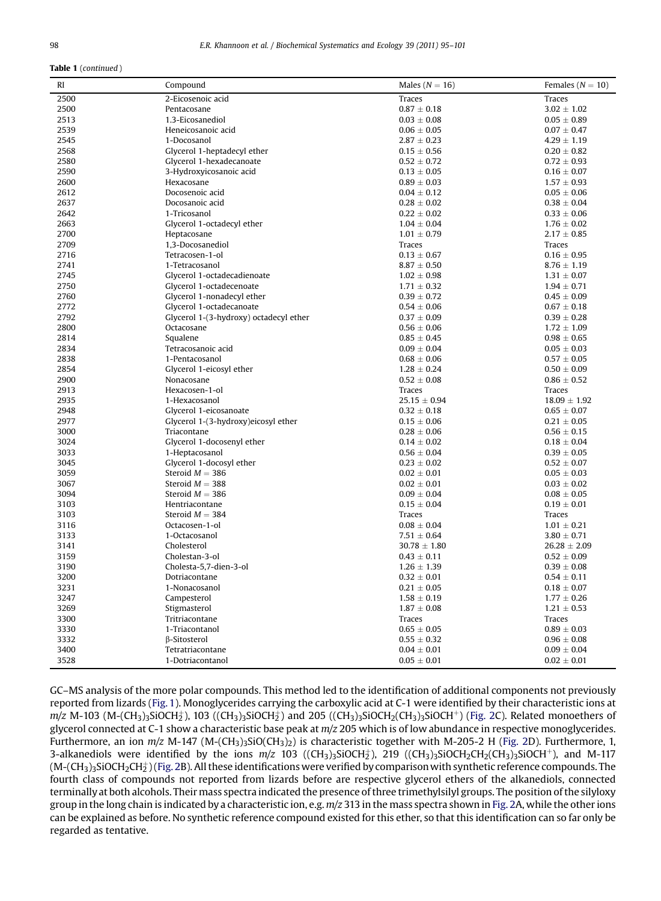**Table 1** (*continued*)

| RI | Compound | Males ($N = 16$) | Females ($N = 10$) |
|---|---|---|---|
| 2500 | 2-Eicosenoic acid | Traces | Traces |
| 2500 | Pentacosane | $0.87 \pm 0.18$ | $3.02 \pm 1.02$ |
| 2513 | 1.3-Eicosanediol | $0.03 \pm 0.08$ | $0.05 \pm 0.89$ |
| 2539 | Heneicosanoic acid | $0.06 \pm 0.05$ | $0.07 \pm 0.47$ |
| 2545 | 1-Docosanol | $2.87 \pm 0.23$ | $4.29 \pm 1.19$ |
| 2568 | Glycerol 1-heptadecyl ether | $0.15 \pm 0.56$ | $0.20 \pm 0.82$ |
| 2580 | Glycerol 1-hexadecanoate | $0.52 \pm 0.72$ | $0.72 \pm 0.93$ |
| 2590 | 3-Hydroxyicosanoic acid | $0.13 \pm 0.05$ | $0.16 \pm 0.07$ |
| 2600 | Hexacosane | $0.89 \pm 0.03$ | $1.57 \pm 0.93$ |
| 2612 | Docosenoic acid | $0.04 \pm 0.12$ | $0.05 \pm 0.06$ |
| 2637 | Docosanoic acid | $0.28 \pm 0.02$ | $0.38 \pm 0.04$ |
| 2642 | 1-Tricosanol | $0.22 \pm 0.02$ | $0.33 \pm 0.06$ |
| 2663 | Glycerol 1-octadecyl ether | $1.04 \pm 0.04$ | $1.76 \pm 0.02$ |
| 2700 | Heptacosane | $1.01 \pm 0.79$ | $2.17 \pm 0.85$ |
| 2709 | 1,3-Docosanediol | Traces | Traces |
| 2716 | Tetracosen-1-ol | $0.13 \pm 0.67$ | $0.16 \pm 0.95$ |
| 2741 | 1-Tetracosanol | $8.87 \pm 0.50$ | $8.76 \pm 1.19$ |
| 2745 | Glycerol 1-octadecadienoate | $1.02 \pm 0.98$ | $1.31 \pm 0.07$ |
| 2750 | Glycerol 1-octadecenoate | $1.71 \pm 0.32$ | $1.94 \pm 0.71$ |
| 2760 | Glycerol 1-nonadecyl ether | $0.39 \pm 0.72$ | $0.45 \pm 0.09$ |
| 2772 | Glycerol 1-octadecanoate | $0.54 \pm 0.06$ | $0.67 \pm 0.18$ |
| 2792 | Glycerol 1-(3-hydroxy) octadecyl ether | $0.37 \pm 0.09$ | $0.39 \pm 0.28$ |
| 2800 | Octacosane | $0.56 \pm 0.06$ | $1.72 \pm 1.09$ |
| 2814 | Squalene | $0.85 \pm 0.45$ | $0.98 \pm 0.65$ |
| 2834 | Tetracosanoic acid | $0.09 \pm 0.04$ | $0.05 \pm 0.03$ |
| 2838 | 1-Pentacosanol | $0.68 \pm 0.06$ | $0.57 \pm 0.05$ |
| 2854 | Glycerol 1-eicosyl ether | $1.28 \pm 0.24$ | $0.50 \pm 0.09$ |
| 2900 | Nonacosane | $0.52 \pm 0.08$ | $0.86 \pm 0.52$ |
| 2913 | Hexacosen-1-ol | Traces | Traces |
| 2935 | 1-Hexacosanol | $25.15 \pm 0.94$ | $18.09 \pm 1.92$ |
| 2948 | Glycerol 1-eicosanoate | $0.32 \pm 0.08$ | $0.65 \pm 0.07$ |
| 2977 | Glycerol 1-(3-hydroxy)eicosyl ether | $0.15 \pm 0.06$ | $0.21 \pm 0.05$ |
| 3000 | Triacontane | $0.28 \pm 0.06$ | $0.56 \pm 0.15$ |
| 3024 | Glycerol 1-docosenyl ether | $0.14 \pm 0.02$ | $0.18 \pm 0.04$ |
| 3033 | 1-Heptacosanol | $0.56 \pm 0.04$ | $0.39 \pm 0.05$ |
| 3045 | Glycerol 1-docosyl ether | $0.23 \pm 0.02$ | $0.52 \pm 0.07$ |
| 3059 | Steroid $M = 386$ | $0.02 \pm 0.01$ | $0.05 \pm 0.03$ |
| 3067 | Steroid $M = 388$ | $0.02 \pm 0.01$ | $0.03 \pm 0.02$ |
| 3094 | Steroid $M = 386$ | $0.09 \pm 0.04$ | $0.08 \pm 0.05$ |
| 3103 | Hentriacontane | $0.15 \pm 0.04$ | $0.19 \pm 0.01$ |
| 3103 | Steroid $M = 384$ | Traces | Traces |
| 3116 | Octacosen-1-ol | $0.08 \pm 0.04$ | $1.01 \pm 0.21$ |
| 3133 | 1-Octacosanol | $7.51 \pm 0.64$ | $3.80 \pm 0.71$ |
| 3141 | Cholesterol | $30.78 \pm 1.80$ | $26.28 \pm 2.09$ |
| 3159 | Cholestan-3-ol | $0.43 \pm 0.11$ | $0.52 \pm 0.09$ |
| 3190 | Cholesta-5,7-dien-3-ol | $1.26 \pm 1.39$ | $0.39 \pm 0.08$ |
| 3200 | Dotriacontane | $0.32 \pm 0.01$ | $0.54 \pm 0.11$ |
| 3231 | 1-Nonacosanol | $0.21 \pm 0.05$ | $0.18 \pm 0.07$ |
| 3247 | Campesterol | $1.58 \pm 0.19$ | $1.77 \pm 0.26$ |
| 3269 | Stigmasterol | $1.87 \pm 0.08$ | $1.21 \pm 0.53$ |
| 3300 | Tritriacontane | Traces | Traces |
| 3330 | 1-Triacontanol | $0.65 \pm 0.05$ | $0.89 \pm 0.03$ |
| 3332 | β-Sitosterol | $0.55 \pm 0.32$ | $0.96 \pm 0.08$ |
| 3400 | Tetratriacontane | $0.04 \pm 0.01$ | $0.09 \pm 0.04$ |
| 3528 | 1-Dotriacontanol | $0.05 \pm 0.01$ | $0.02 \pm 0.01$ |

GC–MS analysis of the more polar compounds. This method led to the identification of additional components not previously reported from lizards (Fig. 1). Monoglycerides carrying the carboxylic acid at C-1 were identified by their characteristic ions at $m/z$ M-103 (M-$(CH_3)_3SiOCH_2^+$), 103 ($(CH_3)_3SiOCH_2^+$) and 205 ($(CH_3)_3SiOCH_2(CH_3)_3SiOCH^+$) (Fig. 2C). Related monoethers of glycerol connected at C-1 show a characteristic base peak at $m/z$ 205 which is of low abundance in respective monoglycerides. Furthermore, an ion $m/z$ M-147 (M-$(CH_3)_3SiO(CH_3)_2$) is characteristic together with M-205-2 H (Fig. 2D). Furthermore, 1, 3-alkanediols were identified by the ions $m/z$ 103 ($(CH_3)_3SiOCH_2^+$), 219 ($(CH_3)_3SiOCH_2CH_2(CH_3)_3SiOCH^+$), and M-117 (M-$(CH_3)_3SiOCH_2CH_2^+$) (Fig. 2B). All these identifications were verified by comparison with synthetic reference compounds. The fourth class of compounds not reported from lizards before are respective glycerol ethers of the alkanediols, connected terminally at both alcohols. Their mass spectra indicated the presence of three trimethylsilyl groups. The position of the silyloxy group in the long chain is indicated by a characteristic ion, e.g. $m/z$ 313 in the mass spectra shown in Fig. 2A, while the other ions can be explained as before. No synthetic reference compound existed for this ether, so that this identification can so far only be regarded as tentative.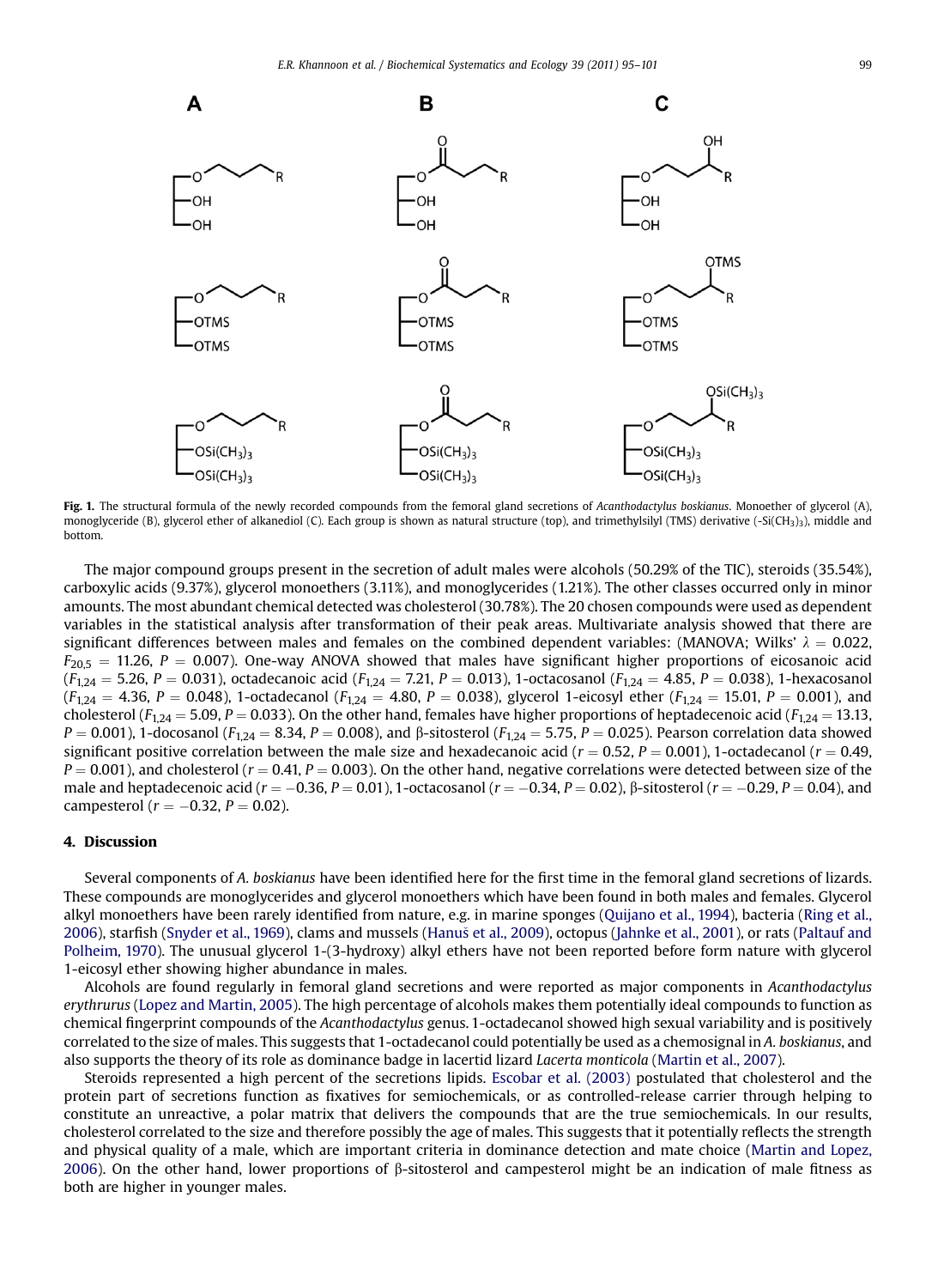**Fig. 1.** The structural formula of the newly recorded compounds from the femoral gland secretions of *Acanthodactylus boskianus*. Monoether of glycerol (A), monoglyceride (B), glycerol ether of alkanediol (C). Each group is shown as natural structure (top), and trimethylsilyl (TMS) derivative ($-Si(CH_3)_3$), middle and bottom.

The major compound groups present in the secretion of adult males were alcohols (50.29% of the TIC), steroids (35.54%), carboxylic acids (9.37%), glycerol monoethers (3.11%), and monoglycerides (1.21%). The other classes occurred only in minor amounts. The most abundant chemical detected was cholesterol (30.78%). The 20 chosen compounds were used as dependent variables in the statistical analysis after transformation of their peak areas. Multivariate analysis showed that there are significant differences between males and females on the combined dependent variables: (MANOVA; Wilks' $\lambda = 0.022$, $F_{20,5} = 11.26$, $P = 0.007$). One-way ANOVA showed that males have significant higher proportions of eicosanoic acid ($F_{1,24} = 5.26$, $P = 0.031$), octadecanoic acid ($F_{1,24} = 7.21$, $P = 0.013$), 1-octacosanol ($F_{1,24} = 4.85$, $P = 0.038$), 1-hexacosanol ($F_{1,24} = 4.36$, $P = 0.048$), 1-octadecanol ($F_{1,24} = 4.80$, $P = 0.038$), glycerol 1-eicosyl ether ($F_{1,24} = 15.01$, $P = 0.001$), and cholesterol ($F_{1,24} = 5.09$, $P = 0.033$). On the other hand, females have higher proportions of heptadecenoic acid ($F_{1,24} = 13.13$, $P = 0.001$), 1-docosanol ($F_{1,24} = 8.34$, $P = 0.008$), and β-sitosterol ($F_{1,24} = 5.75$, $P = 0.025$). Pearson correlation data showed significant positive correlation between the male size and hexadecanoic acid ($r = 0.52$, $P = 0.001$), 1-octadecanol ($r = 0.49$, $P = 0.001$), and cholesterol ($r = 0.41$, $P = 0.003$). On the other hand, negative correlations were detected between size of the male and heptadecenoic acid ($r = -0.36$, $P = 0.01$), 1-octacosanol ($r = -0.34$, $P = 0.02$), β-sitosterol ($r = -0.29$, $P = 0.04$), and campesterol ($r = -0.32$, $P = 0.02$).

## 4. Discussion

Several components of *A. boskianus* have been identified here for the first time in the femoral gland secretions of lizards. These compounds are monoglycerides and glycerol monoethers which have been found in both males and females. Glycerol alkyl monoethers have been rarely identified from nature, e.g. in marine sponges (Quijano et al., 1994), bacteria (Ring et al., 2006), starfish (Snyder et al., 1969), clams and mussels (Hanuš et al., 2009), octopus (Jahnke et al., 2001), or rats (Paltauf and Polheim, 1970). The unusual glycerol 1-(3-hydroxy) alkyl ethers have not been reported before form nature with glycerol 1-eicosyl ether showing higher abundance in males.

Alcohols are found regularly in femoral gland secretions and were reported as major components in *Acanthodactylus erythrurus* (Lopez and Martin, 2005). The high percentage of alcohols makes them potentially ideal compounds to function as chemical fingerprint compounds of the *Acanthodactylus* genus. 1-octadecanol showed high sexual variability and is positively correlated to the size of males. This suggests that 1-octadecanol could potentially be used as a chemosignal in *A. boskianus*, and also supports the theory of its role as dominance badge in lacertid lizard *Lacerta monticola* (Martin et al., 2007).

Steroids represented a high percent of the secretions lipids. Escobar et al. (2003) postulated that cholesterol and the protein part of secretions function as fixatives for semiochemicals, or as controlled-release carrier through helping to constitute an unreactive, a polar matrix that delivers the compounds that are the true semiochemicals. In our results, cholesterol correlated to the size and therefore possibly the age of males. This suggests that it potentially reflects the strength and physical quality of a male, which are important criteria in dominance detection and mate choice (Martin and Lopez, 2006). On the other hand, lower proportions of β-sitosterol and campesterol might be an indication of male fitness as both are higher in younger males.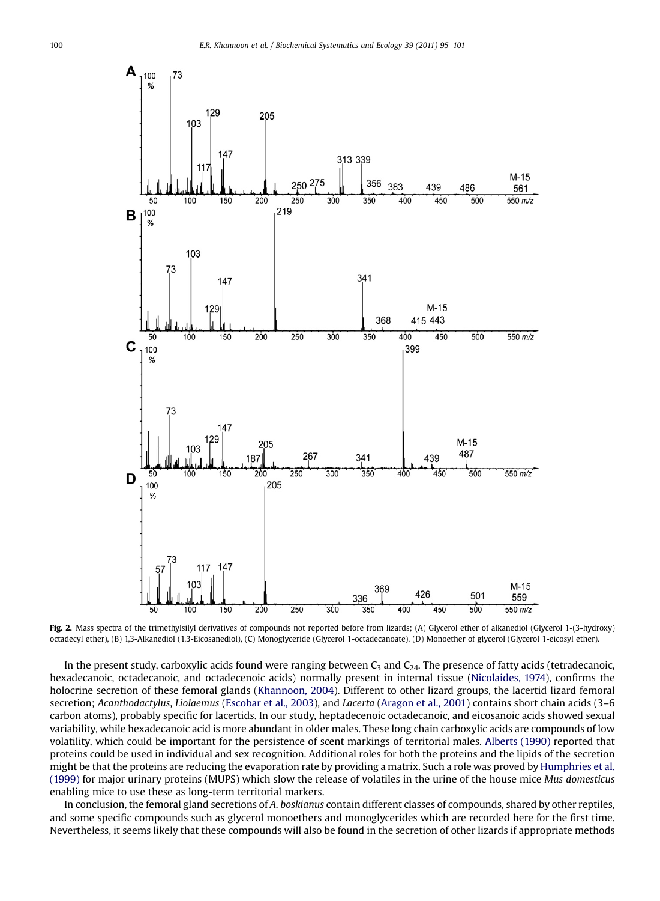**Fig. 2.** Mass spectra of the trimethylsilyl derivatives of compounds not reported before from lizards; (A) Glycerol ether of alkanediol (Glycerol 1-(3-hydroxy) octadecyl ether), (B) 1,3-Alkanediol (1,3-Eicosanediol), (C) Monoglyceride (Glycerol 1-octadecanoate), (D) Monoether of glycerol (Glycerol 1-eicosyl ether).

In the present study, carboxylic acids found were ranging between $C_3$ and $C_{24}$. The presence of fatty acids (tetradecanoic, hexadecanoic, octadecanoic, and octadecenoic acids) normally present in internal tissue (Nicolaides, 1974), confirms the holocrine secretion of these femoral glands (Khannoon, 2004). Different to other lizard groups, the lacertid lizard femoral secretion; *Acanthodactylus*, *Liolaemus* (Escobar et al., 2003), and *Lacerta* (Aragon et al., 2001) contains short chain acids (3–6 carbon atoms), probably specific for lacertids. In our study, heptadecenoic octadecanoic, and eicosanoic acids showed sexual variability, while hexadecanoic acid is more abundant in older males. These long chain carboxylic acids are compounds of low volatility, which could be important for the persistence of scent markings of territorial males. Alberts (1990) reported that proteins could be used in individual and sex recognition. Additional roles for both the proteins and the lipids of the secretion might be that the proteins are reducing the evaporation rate by providing a matrix. Such a role was proved by Humphries et al. (1999) for major urinary proteins (MUPS) which slow the release of volatiles in the urine of the house mice *Mus domesticus* enabling mice to use these as long-term territorial markers.

In conclusion, the femoral gland secretions of *A. boskianus* contain different classes of compounds, shared by other reptiles, and some specific compounds such as glycerol monoethers and monoglycerides which are recorded here for the first time. Nevertheless, it seems likely that these compounds will also be found in the secretion of other lizards if appropriate methods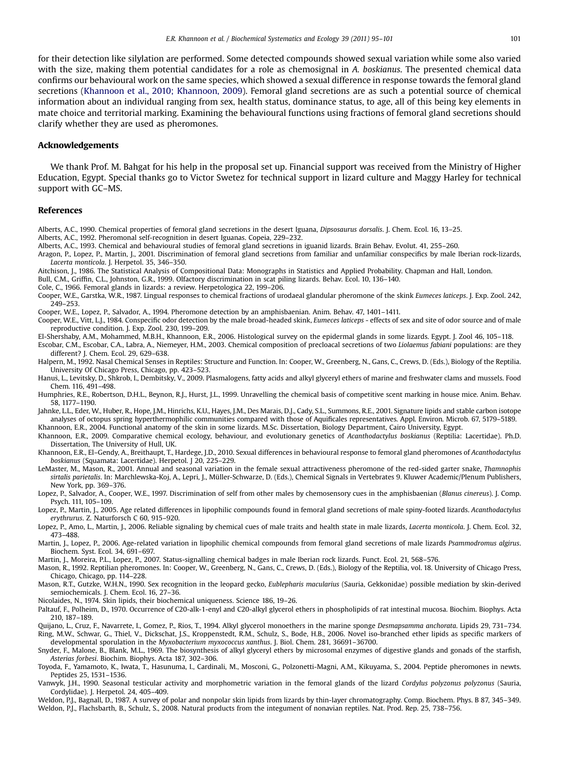for their detection like silylation are performed. Some detected compounds showed sexual variation while some also varied with the size, making them potential candidates for a role as chemosignal in *A. boskianus*. The presented chemical data confirms our behavioural work on the same species, which showed a sexual difference in response towards the femoral gland secretions (Khannoon et al., 2010; Khannoon, 2009). Femoral gland secretions are as such a potential source of chemical information about an individual ranging from sex, health status, dominance status, to age, all of this being key elements in mate choice and territorial marking. Examining the behavioural functions using fractions of femoral gland secretions should clarify whether they are used as pheromones.

## Acknowledgements

We thank Prof. M. Bahgat for his help in the proposal set up. Financial support was received from the Ministry of Higher Education, Egypt. Special thanks go to Victor Swetez for technical support in lizard culture and Maggy Harley for technical support with GC–MS.

## References

Alberts, A.C., 1990. Chemical properties of femoral gland secretions in the desert Iguana, *Dipsosaurus dorsalis*. J. Chem. Ecol. 16, 13–25.

Alberts, A.C., 1992. Pheromonal self-recognition in desert Iguanas. Copeia, 229–232.

Alberts, A.C., 1993. Chemical and behavioural studies of femoral gland secretions in iguanid lizards. Brain Behav. Evolut. 41, 255–260.

Aragon, P., Lopez, P., Martin, J., 2001. Discrimination of femoral gland secretions from familiar and unfamiliar conspecifics by male Iberian rock-lizards, *Lacerta monticola*. J. Herpetol. 35, 346–350.

Aitchison, J., 1986. The Statistical Analysis of Compositional Data: Monographs in Statistics and Applied Probability. Chapman and Hall, London.

Bull, C.M., Griffin, C.L., Johnston, G.R., 1999. Olfactory discrimination in scat piling lizards. Behav. Ecol. 10, 136–140.

Cole, C., 1966. Femoral glands in lizards: a review. Herpetologica 22, 199–206.

Cooper, W.E., Garstka, W.R., 1987. Lingual responses to chemical fractions of urodaeal glandular pheromone of the skink *Eumeces laticeps*. J. Exp. Zool. 242, 249–253.

Cooper, W.E., Lopez, P., Salvador, A., 1994. Pheromone detection by an amphisbaenian. Anim. Behav. 47, 1401–1411.

Cooper, W.E., Vitt, L.J., 1984. Conspecific odor detection by the male broad-headed skink, *Eumeces laticeps* - effects of sex and site of odor source and of male reproductive condition. J. Exp. Zool. 230, 199–209.

El-Shershaby, A.M., Mohammed, M.B.H., Khannoon, E.R., 2006. Histological survey on the epidermal glands in some lizards. Egypt. J. Zool 46, 105–118.

Escobar, C.M., Escobar, C.A., Labra, A., Niemeyer, H.M., 2003. Chemical composition of precloacal secretions of two *Liolaemus fabiani* populations: are they different? J. Chem. Ecol. 29, 629–638.

Halpern, M., 1992. Nasal Chemical Senses in Reptiles: Structure and Function. In: Cooper, W., Greenberg, N., Gans, C., Crews, D. (Eds.), Biology of the Reptilia. University Of Chicago Press, Chicago, pp. 423–523.

Hanuš, L., Levitsky, D., Shkrob, I., Dembitsky, V., 2009. Plasmalogens, fatty acids and alkyl glyceryl ethers of marine and freshwater clams and mussels. Food Chem. 116, 491–498.

Humphries, R.E., Robertson, D.H.L., Beynon, R.J., Hurst, J.L., 1999. Unravelling the chemical basis of competitive scent marking in house mice. Anim. Behav. 58, 1177–1190.

Jahnke, L.L., Eder, W., Huber, R., Hope, J.M., Hinrichs, K.U., Hayes, J.M., Des Marais, D.J., Cady, S.L., Summons, R.E., 2001. Signature lipids and stable carbon isotope analyses of octopus spring hyperthermophilic communities compared with those of Aquificales representatives. Appl. Environ. Microb. 67, 5179–5189.

Khannoon, E.R., 2004. Functional anatomy of the skin in some lizards. M.Sc. Dissertation, Biology Department, Cairo University, Egypt.

Khannoon, E.R., 2009. Comparative chemical ecology, behaviour, and evolutionary genetics of *Acanthodactylus boskianus* (Reptilia: Lacertidae). Ph.D. Dissertation, The University of Hull, UK.

Khannoon, E.R., El–Gendy, A., Breithaupt, T., Hardege, J.D., 2010. Sexual differences in behavioural response to femoral gland pheromones of *Acanthodactylus boskianus* (Squamata: Lacertidae). Herpetol. J 20, 225–229.

LeMaster, M., Mason, R., 2001. Annual and seasonal variation in the female sexual attractiveness pheromone of the red-sided garter snake, *Thamnophis sirtalis parietalis*. In: Marchlewska-Koj, A., Lepri, J., Müller-Schwarze, D. (Eds.), Chemical Signals in Vertebrates 9. Kluwer Academic/Plenum Publishers, New York, pp. 369–376.

Lopez, P., Salvador, A., Cooper, W.E., 1997. Discrimination of self from other males by chemosensory cues in the amphisbaenian (*Blanus cinereus*). J. Comp. Psych. 111, 105–109.

Lopez, P., Martin, J., 2005. Age related differences in lipophilic compounds found in femoral gland secretions of male spiny-footed lizards. *Acanthodactylus erythrurus*. Z. Naturforsch C 60, 915–920.

Lopez, P., Amo, L., Martin, J., 2006. Reliable signaling by chemical cues of male traits and health state in male lizards, *Lacerta monticola*. J. Chem. Ecol. 32, 473–488.

Martin, J., Lopez, P., 2006. Age-related variation in lipophilic chemical compounds from femoral gland secretions of male lizards *Psammodromus algirus*. Biochem. Syst. Ecol. 34, 691–697.

Martin, J., Moreira, P.L., Lopez, P., 2007. Status-signalling chemical badges in male Iberian rock lizards. Funct. Ecol. 21, 568–576.

Mason, R., 1992. Reptilian pheromones. In: Cooper, W., Greenberg, N., Gans, C., Crews, D. (Eds.), Biology of the Reptilia, vol. 18. University of Chicago Press, Chicago, pp. 114–228.

Mason, R.T., Gutzke, W.H.N., 1990. Sex recognition in the leopard gecko, *Eublepharis macularius* (Sauria, Gekkonidae) possible mediation by skin-derived semiochemicals. J. Chem. Ecol. 16, 27–36.

Nicolaides, N., 1974. Skin lipids, their biochemical uniqueness. Science 186, 19–26.

Paltauf, F., Polheim, D., 1970. Occurrence of C20-alk-1-enyl and C20-alkyl glycerol ethers in phospholipids of rat intestinal mucosa. Biochim. Biophys. Acta 210, 187–189.

Quijano, L., Cruz, F., Navarrete, I., Gomez, P., Rios, T., 1994. Alkyl glycerol monoethers in the marine sponge *Desmapsamma anchorata*. Lipids 29, 731–734.

Ring, M.W., Schwar, G., Thiel, V., Dickschat, J.S., Kroppenstedt, R.M., Schulz, S., Bode, H.B., 2006. Novel iso-branched ether lipids as specific markers of developmental sporulation in the *Myxobacterium myxococcus xanthus*. J. Biol. Chem. 281, 36691–36700.

Snyder, F., Malone, B., Blank, M.L., 1969. The biosynthesis of alkyl glyceryl ethers by microsomal enzymes of digestive glands and gonads of the starfish, *Asterias forbesi*. Biochim. Biophys. Acta 187, 302–306.

Toyoda, F., Yamamoto, K., Iwata, T., Hasunuma, I., Cardinali, M., Mosconi, G., Polzonetti-Magni, A.M., Kikuyama, S., 2004. Peptide pheromones in newts. Peptides 25, 1531–1536.

Vanwyk, J.H., 1990. Seasonal testicular activity and morphometric variation in the femoral glands of the lizard *Cordylus polyzonus polyzonus* (Sauria, Cordylidae). J. Herpetol. 24, 405–409.

Weldon, P.J., Bagnall, D., 1987. A survey of polar and nonpolar skin lipids from lizards by thin-layer chromatography. Comp. Biochem. Phys. B 87, 345–349.

Weldon, P.J., Flachsbarth, B., Schulz, S., 2008. Natural products from the integument of nonavian reptiles. Nat. Prod. Rep. 25, 738–756.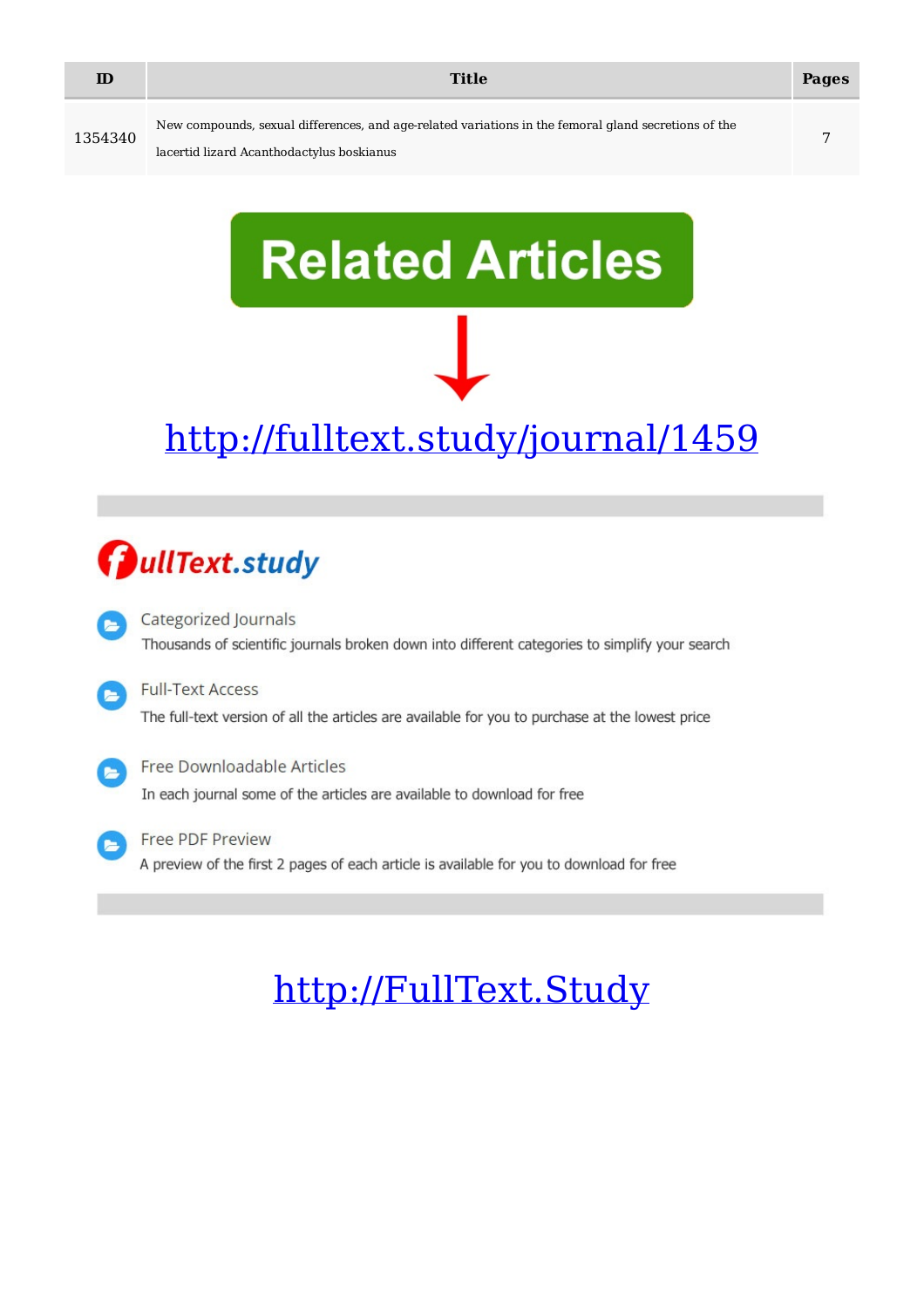| ID | Title | Pages |
|---|---|---|
| 1354340 | New compounds, sexual differences, and age-related variations in the femoral gland secretions of the lacertid lizard Acanthodactylus boskianus | 7 |

# Related Articles

http://fulltext.study/journal/1459

**fullText.study**

Categorized Journals

Thousands of scientific journals broken down into different categories to simplify your search

Full-Text Access

The full-text version of all the articles are available for you to purchase at the lowest price

Free Downloadable Articles

In each journal some of the articles are available to download for free

Free PDF Preview

A preview of the first 2 pages of each article is available for you to download for free

http://FullText.Study